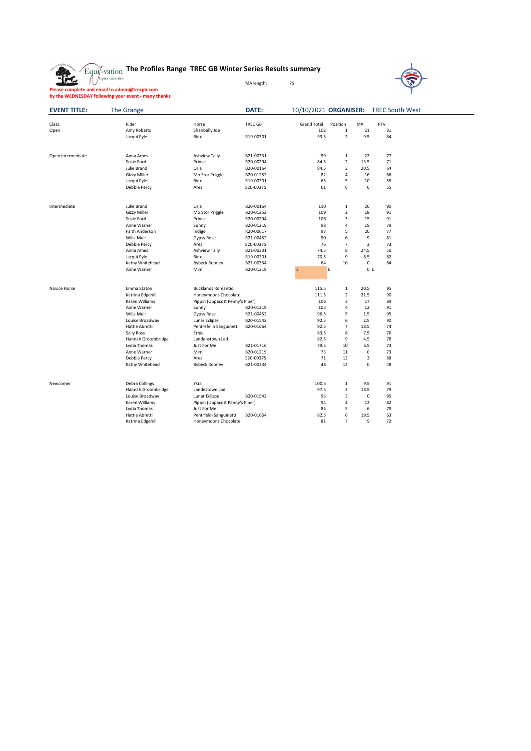# The Profiles Range TREC GB Winter Series Results summary

MA length: 75

**Please complete and email to admin@trecgb.com**
**by the WEDNESDAY following your event - many thanks**

**EVENT TITLE:** The Grange **DATE:** 10/10/2021 **ORGANISER:** TREC South West

| Class: | Rider | Horse | TREC GB | Grand Total | Position | MA | PTV |
|---|---|---|---|---|---|---|---|
| Open | Amy Roberts | Shanbally Joe | | 102 | 1 | 21 | 81 |
| | Jacqui Pyle | Binx | R19-00301 | 93.5 | 2 | 9.5 | 84 |
| | | | | | | | |
| Open Intermediate | Anna Ames | Ashview Tally | B21-00331 | 99 | 1 | 22 | 77 |
| | Susie Ford | Prince | R20-00294 | 84.5 | 2 | 13.5 | 71 |
| | Julie Brand | Orla | B20-00164 | 84.5 | 3 | 20.5 | 64 |
| | Gizzy Miller | Mo Stor Priggle | B20-01252 | 82 | 4 | 16 | 66 |
| | Jacqui Pyle | Binx | R19-00301 | 65 | 5 | 10 | 55 |
| | Debbie Percy | Ares | S20-00375 | 61 | 6 | 6 | 55 |
| | | | | | | | |
| Intermediate | Julie Brand | Orla | B20-00164 | 110 | 1 | 20 | 90 |
| | Gizzy Miller | Mo Stor Priggle | B20-01252 | 109 | 2 | 18 | 91 |
| | Susie Ford | Prince | R20-00294 | 106 | 3 | 15 | 91 |
| | Anne Warner | Sunny | B20-01219 | 98 | 4 | 19 | 79 |
| | Faith Anderson | Indigo | R20-00617 | 97 | 5 | 20 | 77 |
| | Willa Muir | Gypsy Rose | R21-00452 | 90 | 6 | 9 | 81 |
| | Debbie Percy | Ares | S20-00375 | 76 | 7 | 3 | 73 |
| | Anna Ames | Ashview Tally | B21-00331 | 74.5 | 8 | 24.5 | 50 |
| | Jacqui Pyle | Binx | R19-00301 | 70.5 | 9 | 8.5 | 62 |
| | Kathy Whitehead | Bybeck Rooney | B21-00334 | 64 | 10 | 0 | 64 |
| | Anne Warner | Mimi | B20-01219 | E | E | 0 | E |
| | | | | | | | |
| Novice Horse | Emma Staton | Bucklands Romantic | | 115.5 | 1 | 20.5 | 95 |
| | Katrina Edgehill | Honeymoons Chocolate | | 111.5 | 2 | 21.5 | 90 |
| | Karen Williams | Pippin (Uppacott Penny's Piper) | | 106 | 3 | 17 | 89 |
| | Anne Warner | Sunny | B20-01219 | 103 | 4 | 12 | 91 |
| | Willa Muir | Gypsy Rose | R21-00452 | 96.5 | 5 | 1.5 | 95 |
| | Louise Broadway | Lunar Eclipse | B20-01542 | 92.5 | 6 | 2.5 | 90 |
| | Hattie Abretti | Pentrefelin Sanguinetti | B20-01664 | 92.5 | 7 | 18.5 | 74 |
| | Sally Ross | Ernie | | 83.5 | 8 | 7.5 | 76 |
| | Hannah Groombridge | Landenstown Lad | | 82.5 | 9 | 4.5 | 78 |
| | Lydia Thomas | Just For Me | B21-01716 | 79.5 | 10 | 6.5 | 73 |
| | Anne Warner | Mimi | B20-01219 | 73 | 11 | 0 | 73 |
| | Debbie Percy | Ares | S20-00375 | 71 | 12 | 3 | 68 |
| | Kathy Whitehead | Bybeck Rooney | B21-00334 | 48 | 13 | 0 | 48 |
| | | | | | | | |
| Newcomer | Debra Collings | Ysta | | 100.5 | 1 | 9.5 | 91 |
| | Hannah Groombridge | Landestown Lad | | 97.5 | 2 | 18.5 | 79 |
| | Louise Broadway | Lunar Eclispe | B20-01542 | 95 | 3 | 0 | 95 |
| | Karen Williams | Pippin (Uppacott Penny's Piper) | | 94 | 4 | 12 | 82 |
| | Lydia Thomas | Just For Me | | 85 | 5 | 6 | 79 |
| | Hattie Abretti | Pentrfelin Sanguinetti | B20-01664 | 82.5 | 6 | 19.5 | 63 |
| | Katrina Edgehill | Honeymoons Chocolate | | 81 | 7 | 9 | 72 |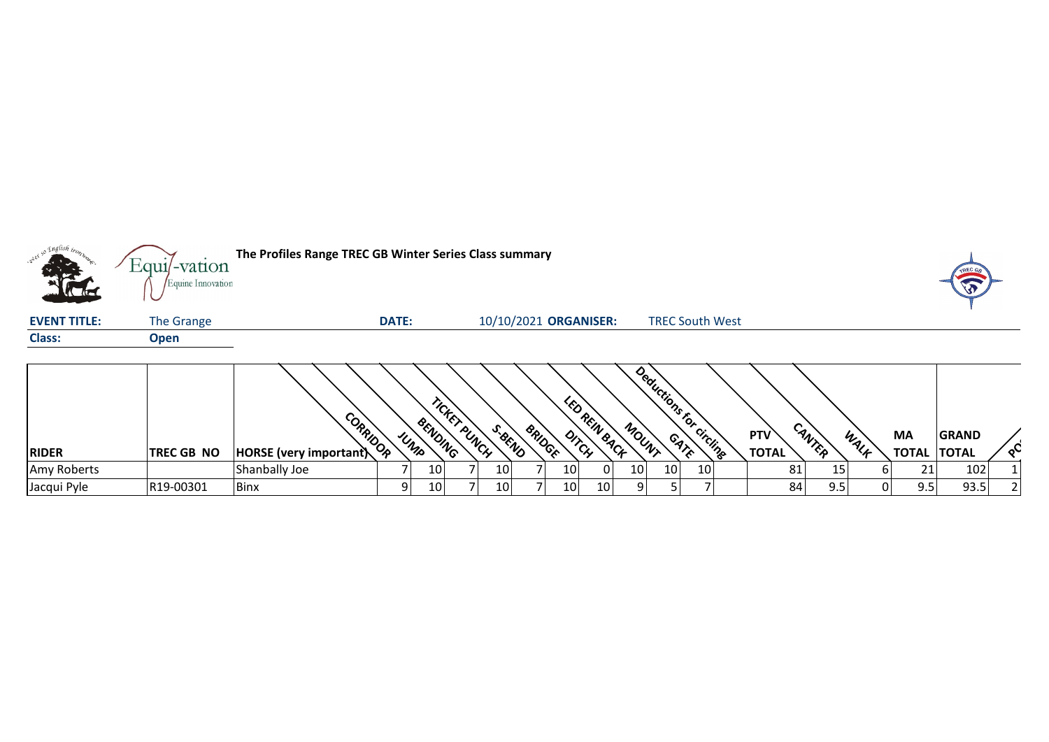**The Profiles Range TREC GB Winter Series Class summary**

**EVENT TITLE:** The Grange **DATE:** 10/10/2021 **ORGANISER:** TREC South West

**Class:** **Open**

| RIDER | TREC GB NO | HORSE (very important) | CORRIDOR | JUMP | BENDING | TICKET PUNCH | S-BEND | BRIDGE | DITCH | LED REIN BACK | MOUNT | GATE | Deductions for circling | PTV TOTAL | CANTER | WALK | MA TOTAL | GRAND TOTAL | PO |
|---|---|---|---|---|---|---|---|---|---|---|---|---|---|---|---|---|---|---|---|
| Amy Roberts | | Shanbally Joe | 7 | 10 | 7 | 10 | 7 | 10 | 0 | 10 | 10 | 10 | | 81 | 15 | 6 | 21 | 102 | 1 |
| Jacqui Pyle | R19-00301 | Binx | 9 | 10 | 7 | 10 | 7 | 10 | 10 | 9 | 5 | 7 | | 84 | 9.5 | 0 | 9.5 | 93.5 | 2 |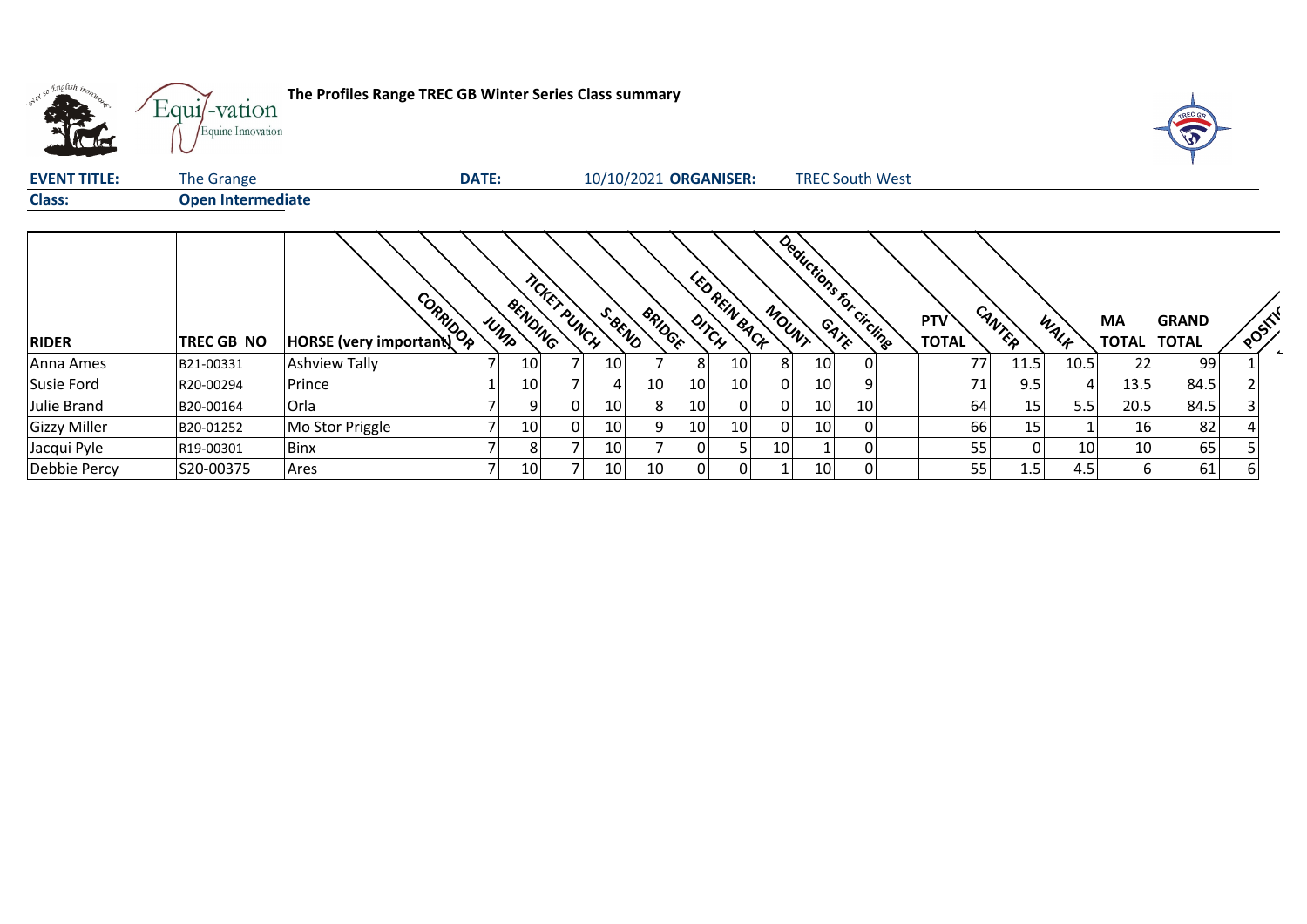**The Profiles Range TREC GB Winter Series Class summary**

| **EVENT TITLE:** | The Grange | **DATE:** | 10/10/2021 | **ORGANISER:** | TREC South West |
|---|---|---|---|---|---|
| **Class:** | **Open Intermediate** | | | | |

| RIDER | TREC GB NO | HORSE (very important) | CORRIDOR | JUMP | BENDING | TICKET PUNCH | S-BEND | BRIDGE | DITCH | LED REIN BACK | MOUNT | GATE | Deductions for circling | PTV TOTAL | CANTER | WALK | MA TOTAL | GRAND TOTAL | POSITION |
|---|---|---|---|---|---|---|---|---|---|---|---|---|---|---|---|---|---|---|---|
| Anna Ames | B21-00331 | Ashview Tally | 7 | 10 | 7 | 10 | 7 | 8 | 10 | 8 | 10 | 0 | | 77 | 11.5 | 10.5 | 22 | 99 | 1 |
| Susie Ford | R20-00294 | Prince | 1 | 10 | 7 | 4 | 10 | 10 | 10 | 0 | 10 | 9 | | 71 | 9.5 | 4 | 13.5 | 84.5 | 2 |
| Julie Brand | B20-00164 | Orla | 7 | 9 | 0 | 10 | 8 | 10 | 0 | 0 | 10 | 10 | | 64 | 15 | 5.5 | 20.5 | 84.5 | 3 |
| Gizzy Miller | B20-01252 | Mo Stor Priggle | 7 | 10 | 0 | 10 | 9 | 10 | 10 | 0 | 10 | 0 | | 66 | 15 | 1 | 16 | 82 | 4 |
| Jacqui Pyle | R19-00301 | Binx | 7 | 8 | 7 | 10 | 7 | 0 | 5 | 10 | 1 | 0 | | 55 | 0 | 10 | 10 | 65 | 5 |
| Debbie Percy | S20-00375 | Ares | 7 | 10 | 7 | 10 | 10 | 0 | 0 | 1 | 10 | 0 | | 55 | 1.5 | 4.5 | 6 | 61 | 6 |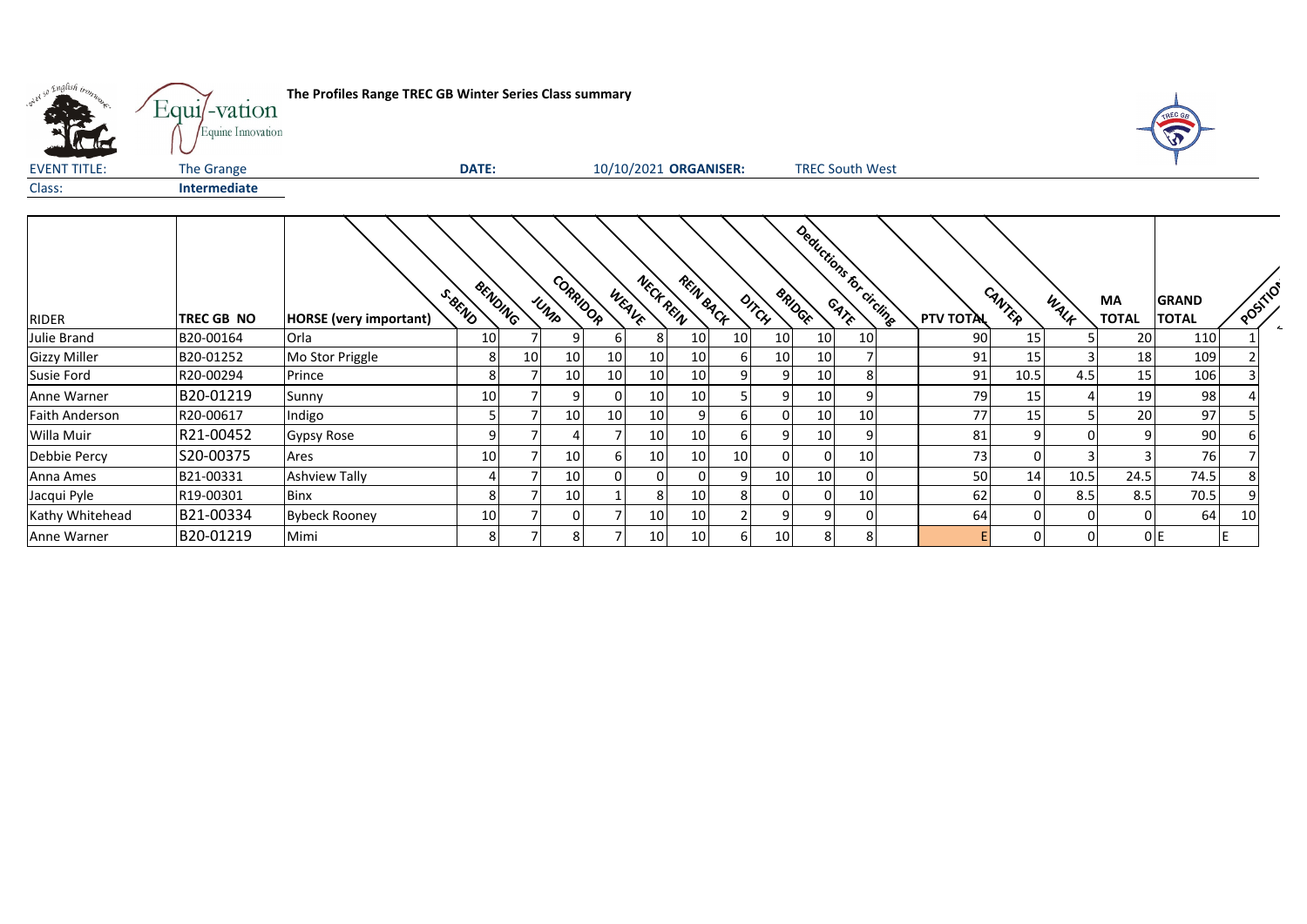**The Profiles Range TREC GB Winter Series Class summary**

| EVENT TITLE: | The Grange | DATE: | 10/10/2021 | ORGANISER: | TREC South West |
|---|---|---|---|---|---|
| Class: | **Intermediate** | | | | |

| RIDER | TREC GB NO | HORSE (very important) | S-BEND | BENDING | JUMP | CORRIDOR | WEAVE | NECK REIN | REIN BACK | DITCH | BRIDGE | GATE | Deductions for circling | PTV TOTAL | CANTER | WALK | MA TOTAL | GRAND TOTAL | POSITION |
|---|---|---|---|---|---|---|---|---|---|---|---|---|---|---|---|---|---|---|---|
| Julie Brand | B20-00164 | Orla | 10 | 7 | 9 | 6 | 8 | 10 | 10 | 10 | 10 | 10 | | 90 | 15 | 5 | 20 | 110 | 1 |
| Gizzy Miller | B20-01252 | Mo Stor Priggle | 8 | 10 | 10 | 10 | 10 | 10 | 6 | 10 | 10 | 7 | | 91 | 15 | 3 | 18 | 109 | 2 |
| Susie Ford | R20-00294 | Prince | 8 | 7 | 10 | 10 | 10 | 10 | 9 | 9 | 10 | 8 | | 91 | 10.5 | 4.5 | 15 | 106 | 3 |
| Anne Warner | B20-01219 | Sunny | 10 | 7 | 9 | 0 | 10 | 10 | 5 | 9 | 10 | 9 | | 79 | 15 | 4 | 19 | 98 | 4 |
| Faith Anderson | R20-00617 | Indigo | 5 | 7 | 10 | 10 | 10 | 9 | 6 | 0 | 10 | 10 | | 77 | 15 | 5 | 20 | 97 | 5 |
| Willa Muir | R21-00452 | Gypsy Rose | 9 | 7 | 4 | 7 | 10 | 10 | 6 | 9 | 10 | 9 | | 81 | 9 | 0 | 9 | 90 | 6 |
| Debbie Percy | S20-00375 | Ares | 10 | 7 | 10 | 6 | 10 | 10 | 10 | 0 | 0 | 10 | | 73 | 0 | 3 | 3 | 76 | 7 |
| Anna Ames | B21-00331 | Ashview Tally | 4 | 7 | 10 | 0 | 0 | 0 | 9 | 10 | 10 | 0 | | 50 | 14 | 10.5 | 24.5 | 74.5 | 8 |
| Jacqui Pyle | R19-00301 | Binx | 8 | 7 | 10 | 1 | 8 | 10 | 8 | 0 | 0 | 10 | | 62 | 0 | 8.5 | 8.5 | 70.5 | 9 |
| Kathy Whitehead | B21-00334 | Bybeck Rooney | 10 | 7 | 0 | 7 | 10 | 10 | 2 | 9 | 9 | 0 | | 64 | 0 | 0 | 0 | 64 | 10 |
| Anne Warner | B20-01219 | Mimi | 8 | 7 | 8 | 7 | 10 | 10 | 6 | 10 | 8 | 8 | | E | 0 | 0 | 0 | E | E |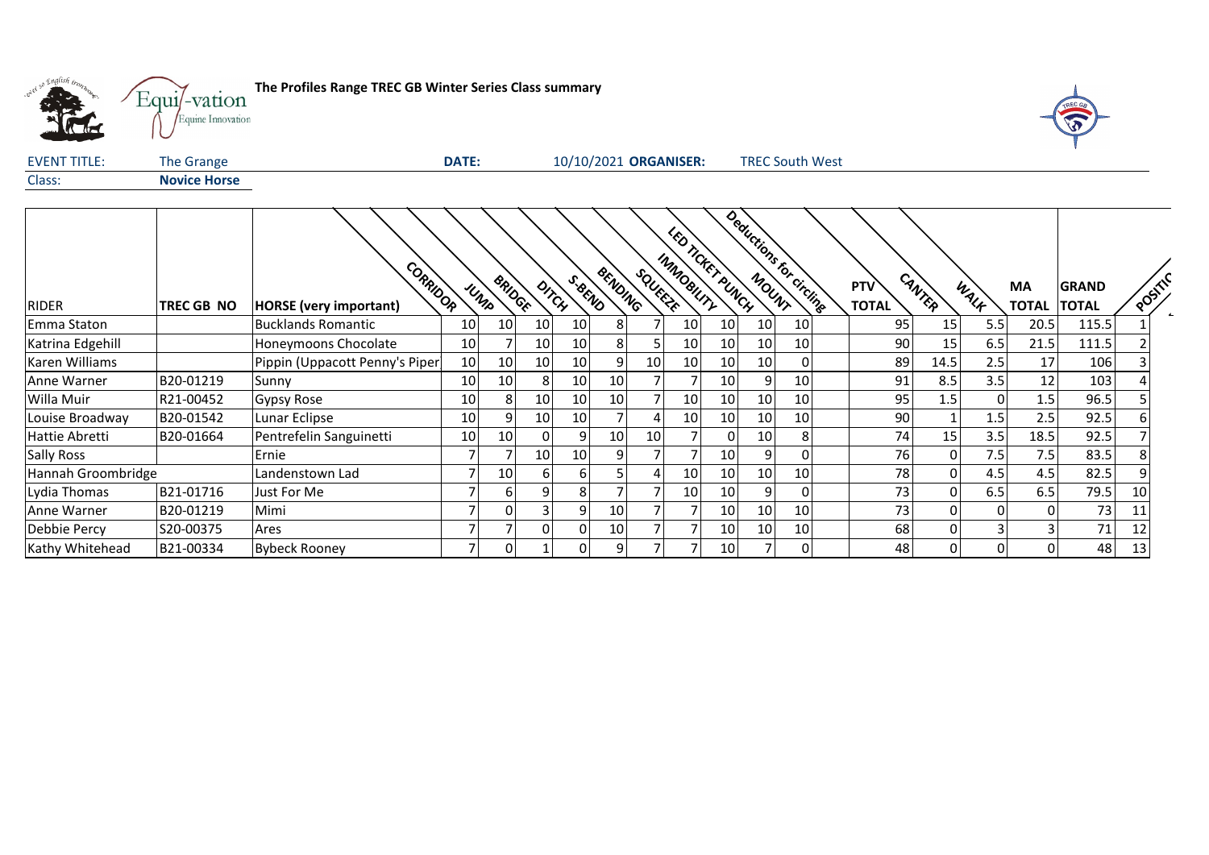**The Profiles Range TREC GB Winter Series Class summary**

| EVENT TITLE: | The Grange | DATE: | 10/10/2021 | ORGANISER: | TREC South West |
|---|---|---|---|---|---|
| Class: | **Novice Horse** | | | | |

| RIDER | TREC GB NO | HORSE (very important) | CORRIDOR | JUMP | BRIDGE | DITCH | S-BEND | BENDING | SQUEEZE | IMMOBILITY | LED TICKET PUNCH | MOUNT | Deductions for circling | PTV TOTAL | CANTER | WALK | MA TOTAL | GRAND TOTAL | POSITION |
|---|---|---|---|---|---|---|---|---|---|---|---|---|---|---|---|---|---|---|---|
| Emma Staton | | Bucklands Romantic | 10 | 10 | 10 | 10 | 8 | 7 | 10 | 10 | 10 | 10 | | 95 | 15 | 5.5 | 20.5 | 115.5 | 1 |
| Katrina Edgehill | | Honeymoons Chocolate | 10 | 7 | 10 | 10 | 8 | 5 | 10 | 10 | 10 | 10 | | 90 | 15 | 6.5 | 21.5 | 111.5 | 2 |
| Karen Williams | | Pippin (Uppacott Penny's Piper | 10 | 10 | 10 | 10 | 9 | 10 | 10 | 10 | 10 | 0 | | 89 | 14.5 | 2.5 | 17 | 106 | 3 |
| Anne Warner | B20-01219 | Sunny | 10 | 10 | 8 | 10 | 10 | 7 | 7 | 10 | 9 | 10 | | 91 | 8.5 | 3.5 | 12 | 103 | 4 |
| Willa Muir | R21-00452 | Gypsy Rose | 10 | 8 | 10 | 10 | 10 | 7 | 10 | 10 | 10 | 10 | | 95 | 1.5 | 0 | 1.5 | 96.5 | 5 |
| Louise Broadway | B20-01542 | Lunar Eclipse | 10 | 9 | 10 | 10 | 7 | 4 | 10 | 10 | 10 | 10 | | 90 | 1 | 1.5 | 2.5 | 92.5 | 6 |
| Hattie Abretti | B20-01664 | Pentrefelin Sanguinetti | 10 | 10 | 0 | 9 | 10 | 10 | 7 | 0 | 10 | 8 | | 74 | 15 | 3.5 | 18.5 | 92.5 | 7 |
| Sally Ross | | Ernie | 7 | 7 | 10 | 10 | 9 | 7 | 7 | 10 | 9 | 0 | | 76 | 0 | 7.5 | 7.5 | 83.5 | 8 |
| Hannah Groombridge | | Landenstown Lad | 7 | 10 | 6 | 6 | 5 | 4 | 10 | 10 | 10 | 10 | | 78 | 0 | 4.5 | 4.5 | 82.5 | 9 |
| Lydia Thomas | B21-01716 | Just For Me | 7 | 6 | 9 | 8 | 7 | 7 | 10 | 10 | 9 | 0 | | 73 | 0 | 6.5 | 6.5 | 79.5 | 10 |
| Anne Warner | B20-01219 | Mimi | 7 | 0 | 3 | 9 | 10 | 7 | 7 | 10 | 10 | 10 | | 73 | 0 | 0 | 0 | 73 | 11 |
| Debbie Percy | S20-00375 | Ares | 7 | 7 | 0 | 0 | 10 | 7 | 7 | 10 | 10 | 10 | | 68 | 0 | 3 | 3 | 71 | 12 |
| Kathy Whitehead | B21-00334 | Bybeck Rooney | 7 | 0 | 1 | 0 | 9 | 7 | 7 | 10 | 7 | 0 | | 48 | 0 | 0 | 0 | 48 | 13 |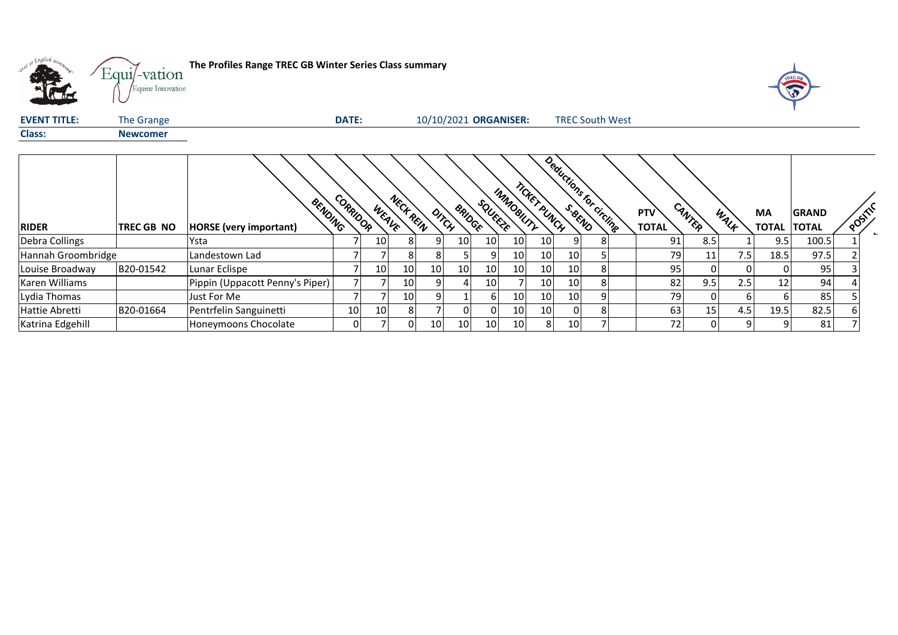**The Profiles Range TREC GB Winter Series Class summary**

| **EVENT TITLE:** | The Grange | **DATE:** | 10/10/2021 | **ORGANISER:** | TREC South West |
|---|---|---|---|---|---|
| **Class:** | **Newcomer** | | | | |

| RIDER | TREC GB NO | HORSE (very important) | BENDING | CORRIDOR | WEAVE | NECK REIN | DITCH | BRIDGE | SQUEEZE | IMMOBILITY | TICKET PUNCH | S-BEND | Deductions for circling | PTV TOTAL | CANTER | WALK | MA TOTAL | GRAND TOTAL | POSITION |
|---|---|---|---|---|---|---|---|---|---|---|---|---|---|---|---|---|---|---|---|
| Debra Collings | | Ysta | 7 | 10 | 8 | 9 | 10 | 10 | 10 | 10 | 9 | 8 | | 91 | 8.5 | 1 | 9.5 | 100.5 | 1 |
| Hannah Groombridge | | Landestown Lad | 7 | 7 | 8 | 8 | 5 | 9 | 10 | 10 | 10 | 5 | | 79 | 11 | 7.5 | 18.5 | 97.5 | 2 |
| Louise Broadway | B20-01542 | Lunar Eclispe | 7 | 10 | 10 | 10 | 10 | 10 | 10 | 10 | 10 | 8 | | 95 | 0 | 0 | 0 | 95 | 3 |
| Karen Williams | | Pippin (Uppacott Penny's Piper) | 7 | 7 | 10 | 9 | 4 | 10 | 7 | 10 | 10 | 8 | | 82 | 9.5 | 2.5 | 12 | 94 | 4 |
| Lydia Thomas | | Just For Me | 7 | 7 | 10 | 9 | 1 | 6 | 10 | 10 | 10 | 9 | | 79 | 0 | 6 | 6 | 85 | 5 |
| Hattie Abretti | B20-01664 | Pentrfelin Sanguinetti | 10 | 10 | 8 | 7 | 0 | 0 | 10 | 10 | 0 | 8 | | 63 | 15 | 4.5 | 19.5 | 82.5 | 6 |
| Katrina Edgehill | | Honeymoons Chocolate | 0 | 7 | 0 | 10 | 10 | 10 | 10 | 8 | 10 | 7 | | 72 | 0 | 9 | 9 | 81 | 7 |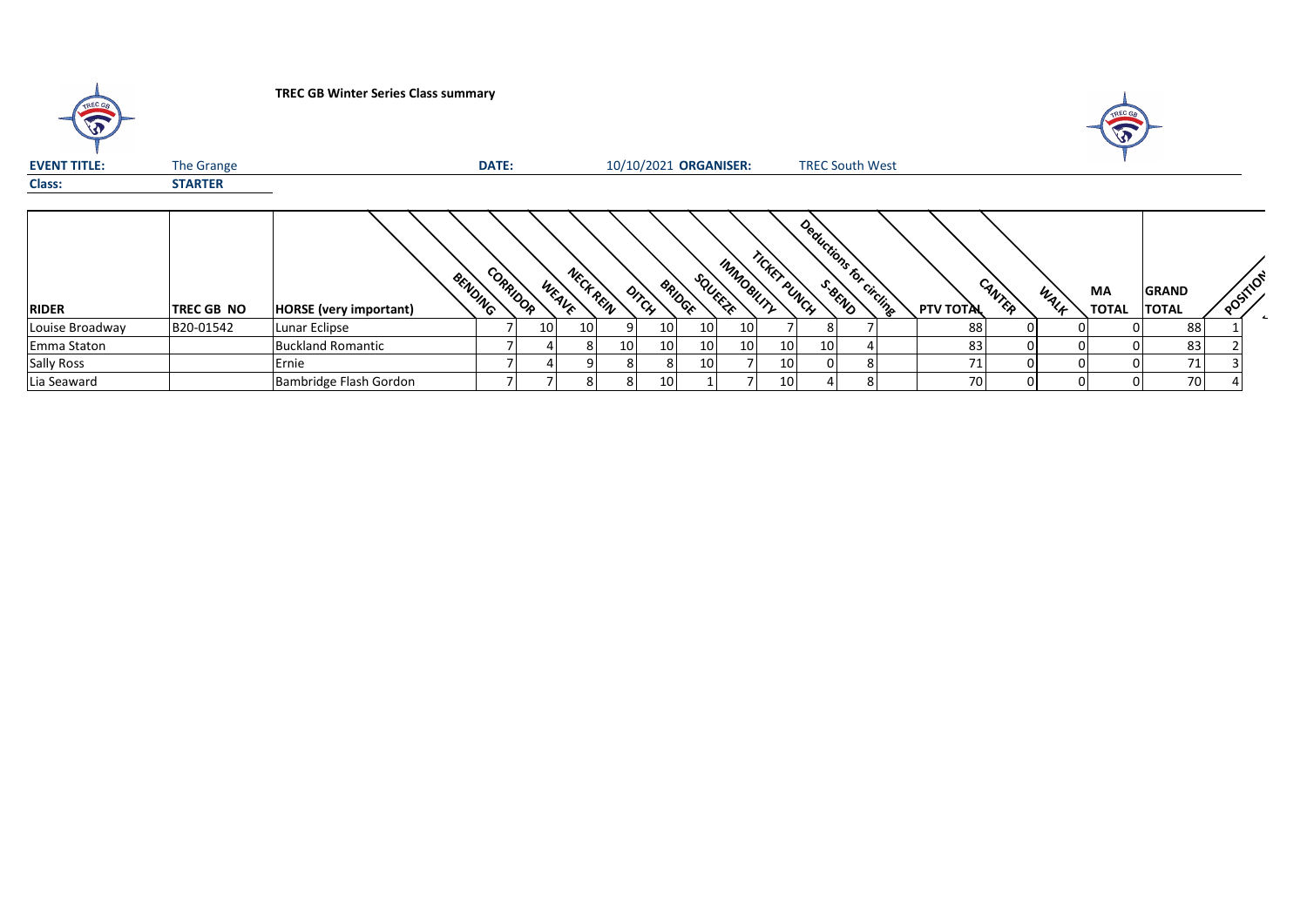**TREC GB Winter Series Class summary**

**EVENT TITLE:** The Grange **DATE:** 10/10/2021 **ORGANISER:** TREC South West

**Class:** **STARTER**

| RIDER | TREC GB NO | HORSE (very important) | BENDING | CORRIDOR | WEAVE | NECK REIN | DITCH | BRIDGE | SQUEEZE | IMMOBILITY | TICKET PUNCH | S-BEND | Deductions for circling | PTV TOTAL | CANTER | WALK | MA TOTAL | GRAND TOTAL | POSITION |
|---|---|---|---|---|---|---|---|---|---|---|---|---|---|---|---|---|---|---|---|
| Louise Broadway | B20-01542 | Lunar Eclipse | 7 | 10 | 10 | 9 | 10 | 10 | 10 | 7 | 8 | 7 | | 88 | 0 | 0 | 0 | 88 | 1 |
| Emma Staton | | Buckland Romantic | 7 | 4 | 8 | 10 | 10 | 10 | 10 | 10 | 10 | 4 | | 83 | 0 | 0 | 0 | 83 | 2 |
| Sally Ross | | Ernie | 7 | 4 | 9 | 8 | 8 | 10 | 7 | 10 | 0 | 8 | | 71 | 0 | 0 | 0 | 71 | 3 |
| Lia Seaward | | Bambridge Flash Gordon | 7 | 7 | 8 | 8 | 10 | 1 | 7 | 10 | 4 | 8 | | 70 | 0 | 0 | 0 | 70 | 4 |